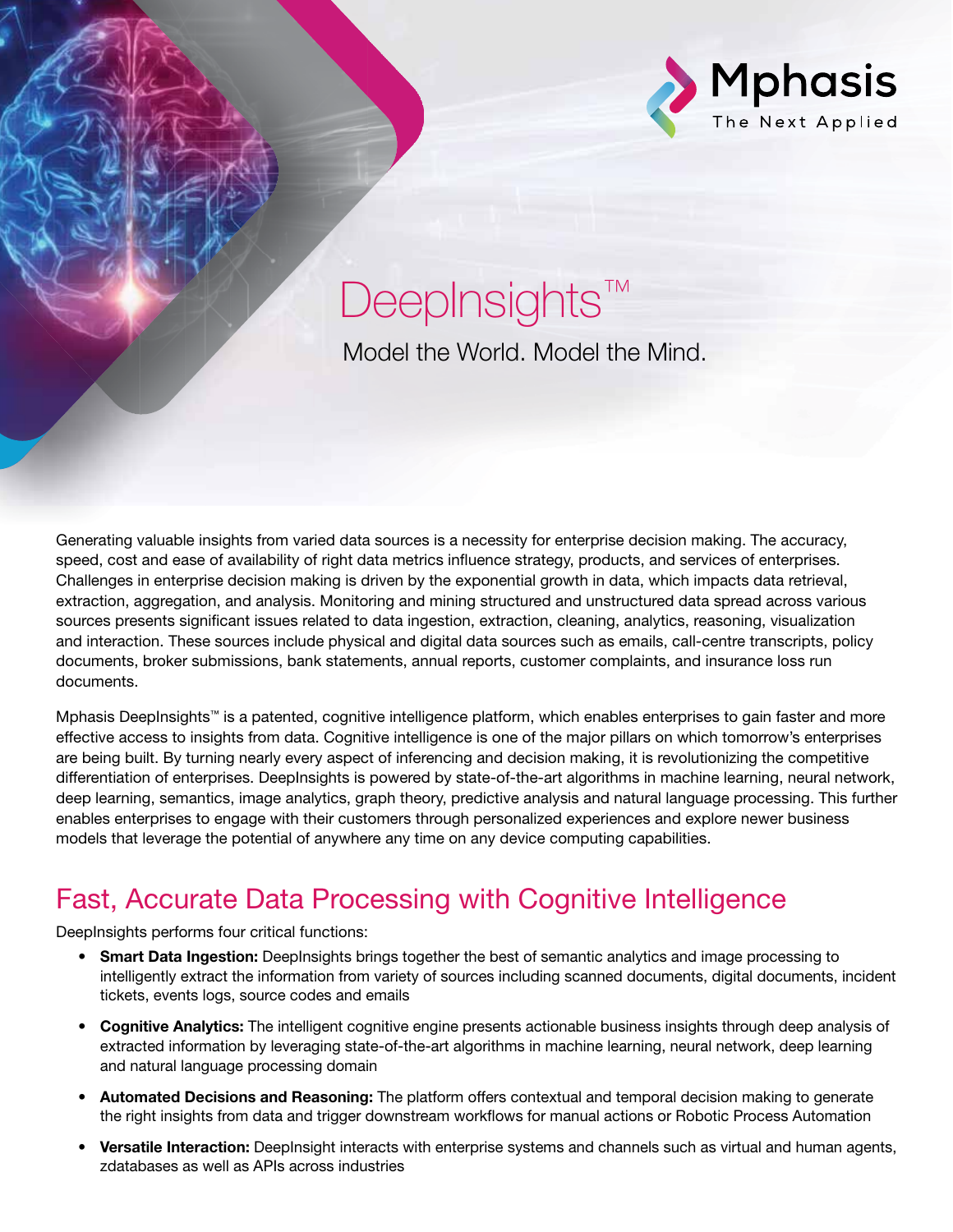Mphasis
The Next Applied

# DeepInsights™

Model the World. Model the Mind.

Generating valuable insights from varied data sources is a necessity for enterprise decision making. The accuracy, speed, cost and ease of availability of right data metrics influence strategy, products, and services of enterprises. Challenges in enterprise decision making is driven by the exponential growth in data, which impacts data retrieval, extraction, aggregation, and analysis. Monitoring and mining structured and unstructured data spread across various sources presents significant issues related to data ingestion, extraction, cleaning, analytics, reasoning, visualization and interaction. These sources include physical and digital data sources such as emails, call-centre transcripts, policy documents, broker submissions, bank statements, annual reports, customer complaints, and insurance loss run documents.

Mphasis DeepInsights™ is a patented, cognitive intelligence platform, which enables enterprises to gain faster and more effective access to insights from data. Cognitive intelligence is one of the major pillars on which tomorrow's enterprises are being built. By turning nearly every aspect of inferencing and decision making, it is revolutionizing the competitive differentiation of enterprises. DeepInsights is powered by state-of-the-art algorithms in machine learning, neural network, deep learning, semantics, image analytics, graph theory, predictive analysis and natural language processing. This further enables enterprises to engage with their customers through personalized experiences and explore newer business models that leverage the potential of anywhere any time on any device computing capabilities.

## Fast, Accurate Data Processing with Cognitive Intelligence

DeepInsights performs four critical functions:

- **Smart Data Ingestion:** DeepInsights brings together the best of semantic analytics and image processing to intelligently extract the information from variety of sources including scanned documents, digital documents, incident tickets, events logs, source codes and emails
- **Cognitive Analytics:** The intelligent cognitive engine presents actionable business insights through deep analysis of extracted information by leveraging state-of-the-art algorithms in machine learning, neural network, deep learning and natural language processing domain
- **Automated Decisions and Reasoning:** The platform offers contextual and temporal decision making to generate the right insights from data and trigger downstream workflows for manual actions or Robotic Process Automation
- **Versatile Interaction:** DeepInsight interacts with enterprise systems and channels such as virtual and human agents, zdatabases as well as APIs across industries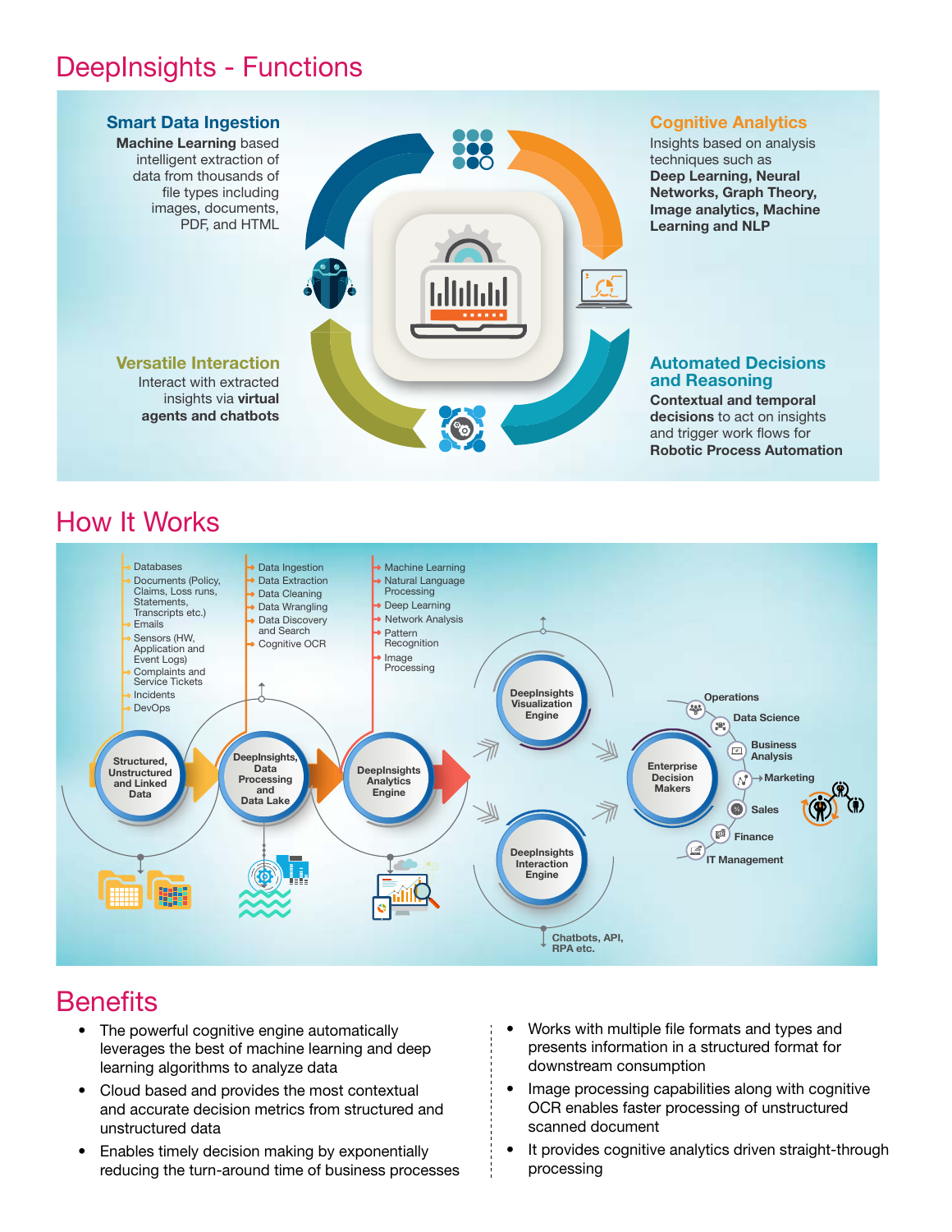# DeepInsights - Functions

### Smart Data Ingestion

**Machine Learning** based intelligent extraction of data from thousands of file types including images, documents, PDF, and HTML

### Cognitive Analytics

Insights based on analysis techniques such as **Deep Learning, Neural Networks, Graph Theory, Image analytics, Machine Learning and NLP**

### Versatile Interaction

Interact with extracted insights via **virtual agents and chatbots**

### Automated Decisions and Reasoning

**Contextual and temporal decisions** to act on insights and trigger work flows for **Robotic Process Automation**

# How It Works

- Databases
- Documents (Policy, Claims, Loss runs, Statements, Transcripts etc.)
- Emails
- Sensors (HW, Application and Event Logs)
- Complaints and Service Tickets
- Incidents
- DevOps

**Structured, Unstructured and Linked Data**

- Data Ingestion
- Data Extraction
- Data Cleaning
- Data Wrangling
- Data Discovery and Search
- Cognitive OCR

**DeepInsights, Data Processing and Data Lake**

- Machine Learning
- Natural Language Processing
- Deep Learning
- Network Analysis
- Pattern Recognition
- Image Processing

**DeepInsights Analytics Engine**

**DeepInsights Visualization Engine**

**DeepInsights Interaction Engine**

Chatbots, API, RPA etc.

**Enterprise Decision Makers**

- Operations
- Data Science
- Business Analysis
- Marketing
- Sales
- Finance
- IT Management

# Benefits

- The powerful cognitive engine automatically leverages the best of machine learning and deep learning algorithms to analyze data
- Cloud based and provides the most contextual and accurate decision metrics from structured and unstructured data
- Enables timely decision making by exponentially reducing the turn-around time of business processes
- Works with multiple file formats and types and presents information in a structured format for downstream consumption
- Image processing capabilities along with cognitive OCR enables faster processing of unstructured scanned document
- It provides cognitive analytics driven straight-through processing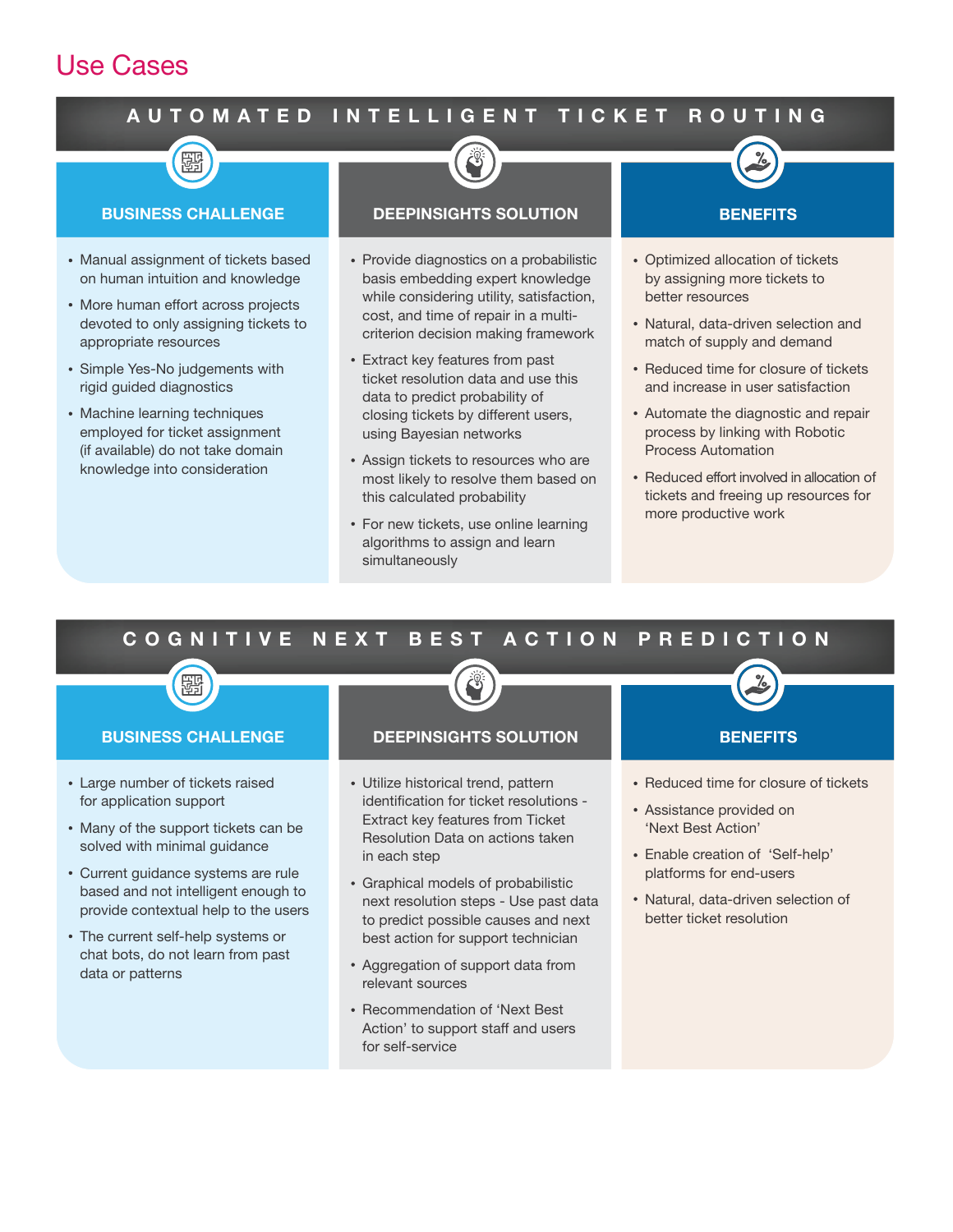# Use Cases

## AUTOMATED INTELLIGENT TICKET ROUTING

### BUSINESS CHALLENGE

- Manual assignment of tickets based on human intuition and knowledge
- More human effort across projects devoted to only assigning tickets to appropriate resources
- Simple Yes-No judgements with rigid guided diagnostics
- Machine learning techniques employed for ticket assignment (if available) do not take domain knowledge into consideration

### DEEPINSIGHTS SOLUTION

- Provide diagnostics on a probabilistic basis embedding expert knowledge while considering utility, satisfaction, cost, and time of repair in a multi-criterion decision making framework
- Extract key features from past ticket resolution data and use this data to predict probability of closing tickets by different users, using Bayesian networks
- Assign tickets to resources who are most likely to resolve them based on this calculated probability
- For new tickets, use online learning algorithms to assign and learn simultaneously

### BENEFITS

- Optimized allocation of tickets by assigning more tickets to better resources
- Natural, data-driven selection and match of supply and demand
- Reduced time for closure of tickets and increase in user satisfaction
- Automate the diagnostic and repair process by linking with Robotic Process Automation
- Reduced effort involved in allocation of tickets and freeing up resources for more productive work

## COGNITIVE NEXT BEST ACTION PREDICTION

### BUSINESS CHALLENGE

- Large number of tickets raised for application support
- Many of the support tickets can be solved with minimal guidance
- Current guidance systems are rule based and not intelligent enough to provide contextual help to the users
- The current self-help systems or chat bots, do not learn from past data or patterns

### DEEPINSIGHTS SOLUTION

- Utilize historical trend, pattern identification for ticket resolutions - Extract key features from Ticket Resolution Data on actions taken in each step
- Graphical models of probabilistic next resolution steps - Use past data to predict possible causes and next best action for support technician
- Aggregation of support data from relevant sources
- Recommendation of 'Next Best Action' to support staff and users for self-service

### BENEFITS

- Reduced time for closure of tickets
- Assistance provided on 'Next Best Action'
- Enable creation of 'Self-help' platforms for end-users
- Natural, data-driven selection of better ticket resolution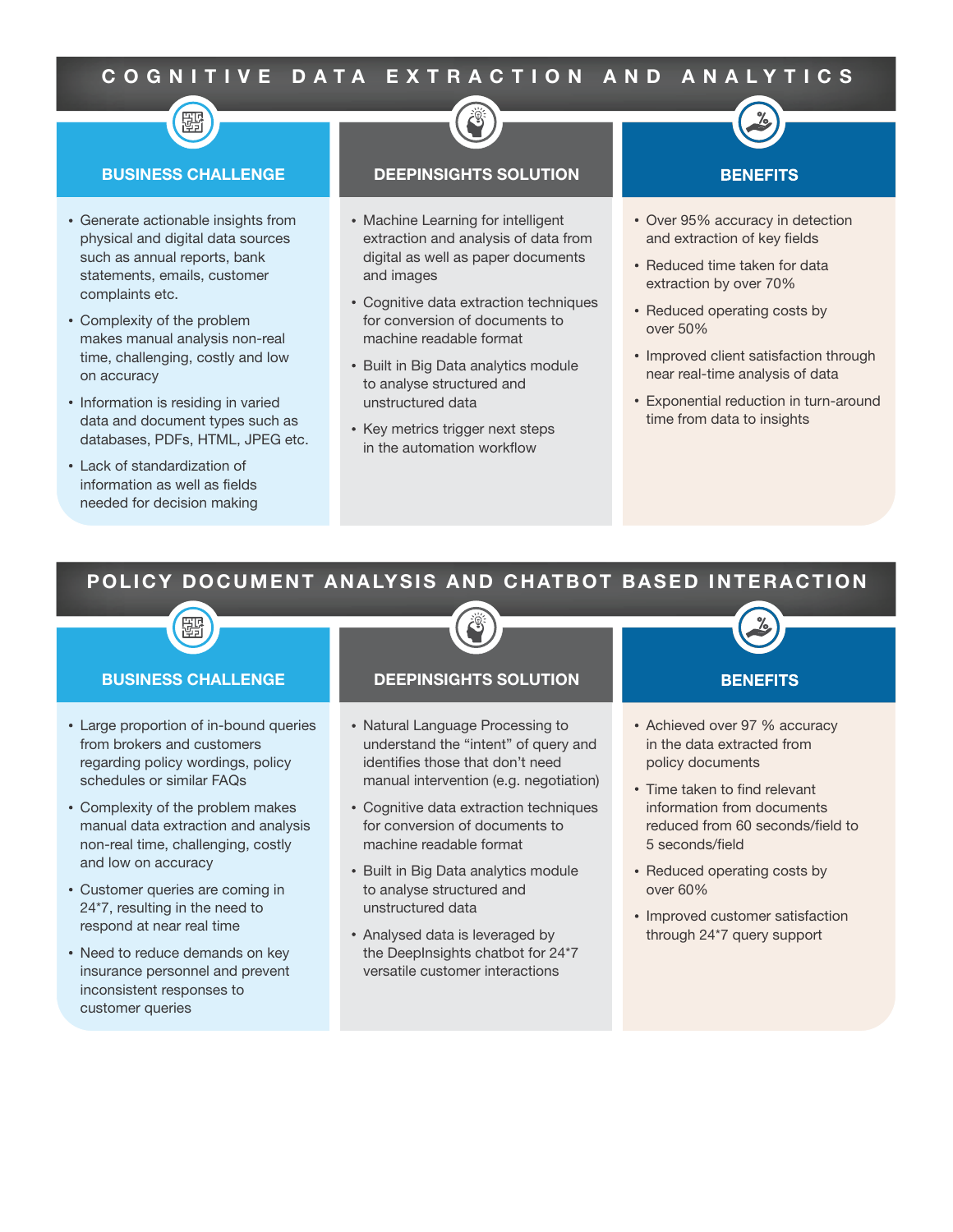# COGNITIVE DATA EXTRACTION AND ANALYTICS

## BUSINESS CHALLENGE

- Generate actionable insights from physical and digital data sources such as annual reports, bank statements, emails, customer complaints etc.
- Complexity of the problem makes manual analysis non-real time, challenging, costly and low on accuracy
- Information is residing in varied data and document types such as databases, PDFs, HTML, JPEG etc.
- Lack of standardization of information as well as fields needed for decision making

## DEEPINSIGHTS SOLUTION

- Machine Learning for intelligent extraction and analysis of data from digital as well as paper documents and images
- Cognitive data extraction techniques for conversion of documents to machine readable format
- Built in Big Data analytics module to analyse structured and unstructured data
- Key metrics trigger next steps in the automation workflow

## BENEFITS

- Over 95% accuracy in detection and extraction of key fields
- Reduced time taken for data extraction by over 70%
- Reduced operating costs by over 50%
- Improved client satisfaction through near real-time analysis of data
- Exponential reduction in turn-around time from data to insights

# POLICY DOCUMENT ANALYSIS AND CHATBOT BASED INTERACTION

## BUSINESS CHALLENGE

- Large proportion of in-bound queries from brokers and customers regarding policy wordings, policy schedules or similar FAQs
- Complexity of the problem makes manual data extraction and analysis non-real time, challenging, costly and low on accuracy
- Customer queries are coming in 24*7, resulting in the need to respond at near real time
- Need to reduce demands on key insurance personnel and prevent inconsistent responses to customer queries

## DEEPINSIGHTS SOLUTION

- Natural Language Processing to understand the “intent” of query and identifies those that don’t need manual intervention (e.g. negotiation)
- Cognitive data extraction techniques for conversion of documents to machine readable format
- Built in Big Data analytics module to analyse structured and unstructured data
- Analysed data is leveraged by the DeepInsights chatbot for 24*7 versatile customer interactions

## BENEFITS

- Achieved over 97 % accuracy in the data extracted from policy documents
- Time taken to find relevant information from documents reduced from 60 seconds/field to 5 seconds/field
- Reduced operating costs by over 60%
- Improved customer satisfaction through 24*7 query support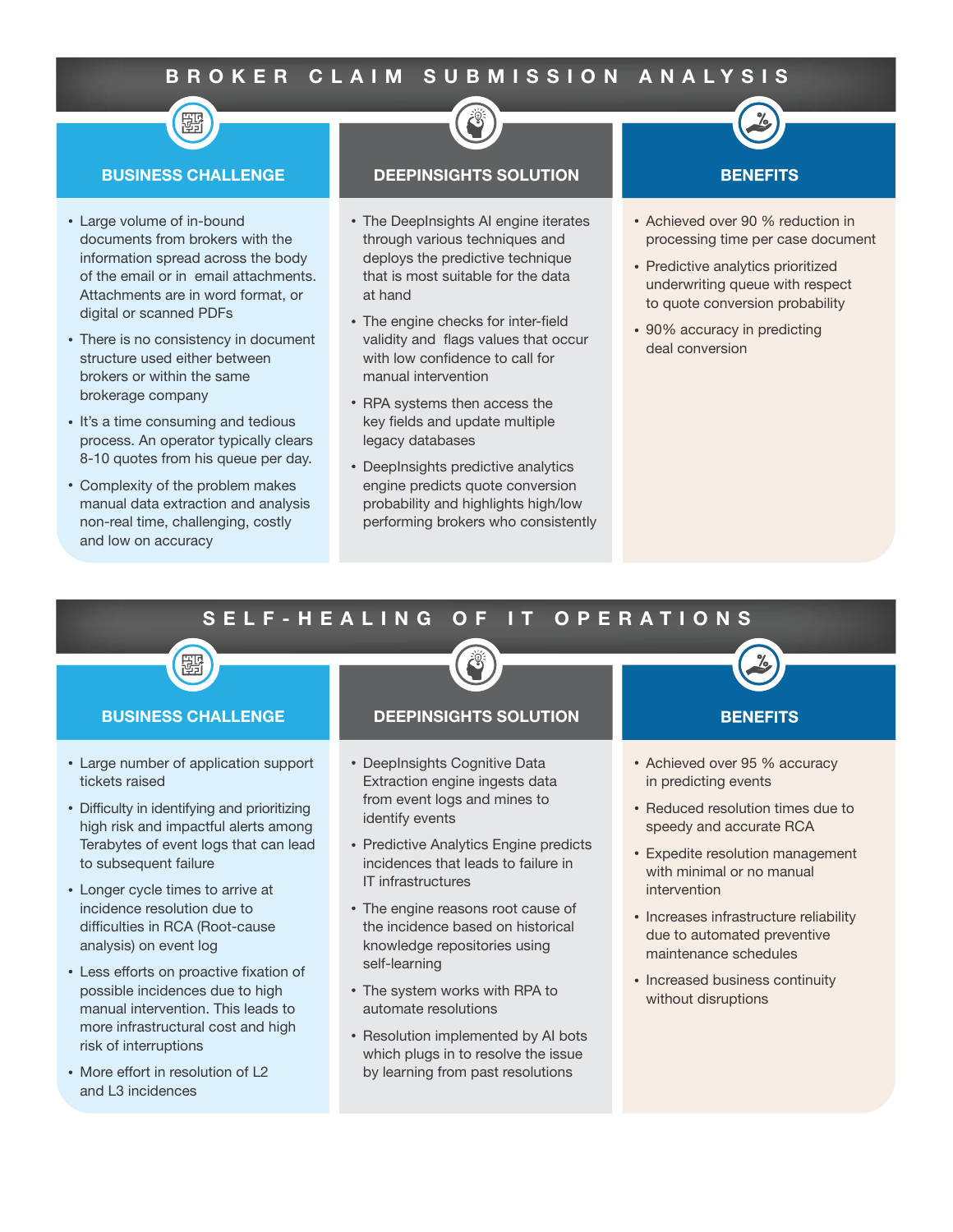# BROKER CLAIM SUBMISSION ANALYSIS

## BUSINESS CHALLENGE

- Large volume of in-bound documents from brokers with the information spread across the body of the email or in email attachments. Attachments are in word format, or digital or scanned PDFs
- There is no consistency in document structure used either between brokers or within the same brokerage company
- It's a time consuming and tedious process. An operator typically clears 8-10 quotes from his queue per day.
- Complexity of the problem makes manual data extraction and analysis non-real time, challenging, costly and low on accuracy

## DEEPINSIGHTS SOLUTION

- The DeepInsights AI engine iterates through various techniques and deploys the predictive technique that is most suitable for the data at hand
- The engine checks for inter-field validity and flags values that occur with low confidence to call for manual intervention
- RPA systems then access the key fields and update multiple legacy databases
- DeepInsights predictive analytics engine predicts quote conversion probability and highlights high/low performing brokers who consistently

## BENEFITS

- Achieved over 90 % reduction in processing time per case document
- Predictive analytics prioritized underwriting queue with respect to quote conversion probability
- 90% accuracy in predicting deal conversion

# SELF-HEALING OF IT OPERATIONS

## BUSINESS CHALLENGE

- Large number of application support tickets raised
- Difficulty in identifying and prioritizing high risk and impactful alerts among Terabytes of event logs that can lead to subsequent failure
- Longer cycle times to arrive at incidence resolution due to difficulties in RCA (Root-cause analysis) on event log
- Less efforts on proactive fixation of possible incidences due to high manual intervention. This leads to more infrastructural cost and high risk of interruptions
- More effort in resolution of L2 and L3 incidences

## DEEPINSIGHTS SOLUTION

- DeepInsights Cognitive Data Extraction engine ingests data from event logs and mines to identify events
- Predictive Analytics Engine predicts incidences that leads to failure in IT infrastructures
- The engine reasons root cause of the incidence based on historical knowledge repositories using self-learning
- The system works with RPA to automate resolutions
- Resolution implemented by AI bots which plugs in to resolve the issue by learning from past resolutions

## BENEFITS

- Achieved over 95 % accuracy in predicting events
- Reduced resolution times due to speedy and accurate RCA
- Expedite resolution management with minimal or no manual intervention
- Increases infrastructure reliability due to automated preventive maintenance schedules
- Increased business continuity without disruptions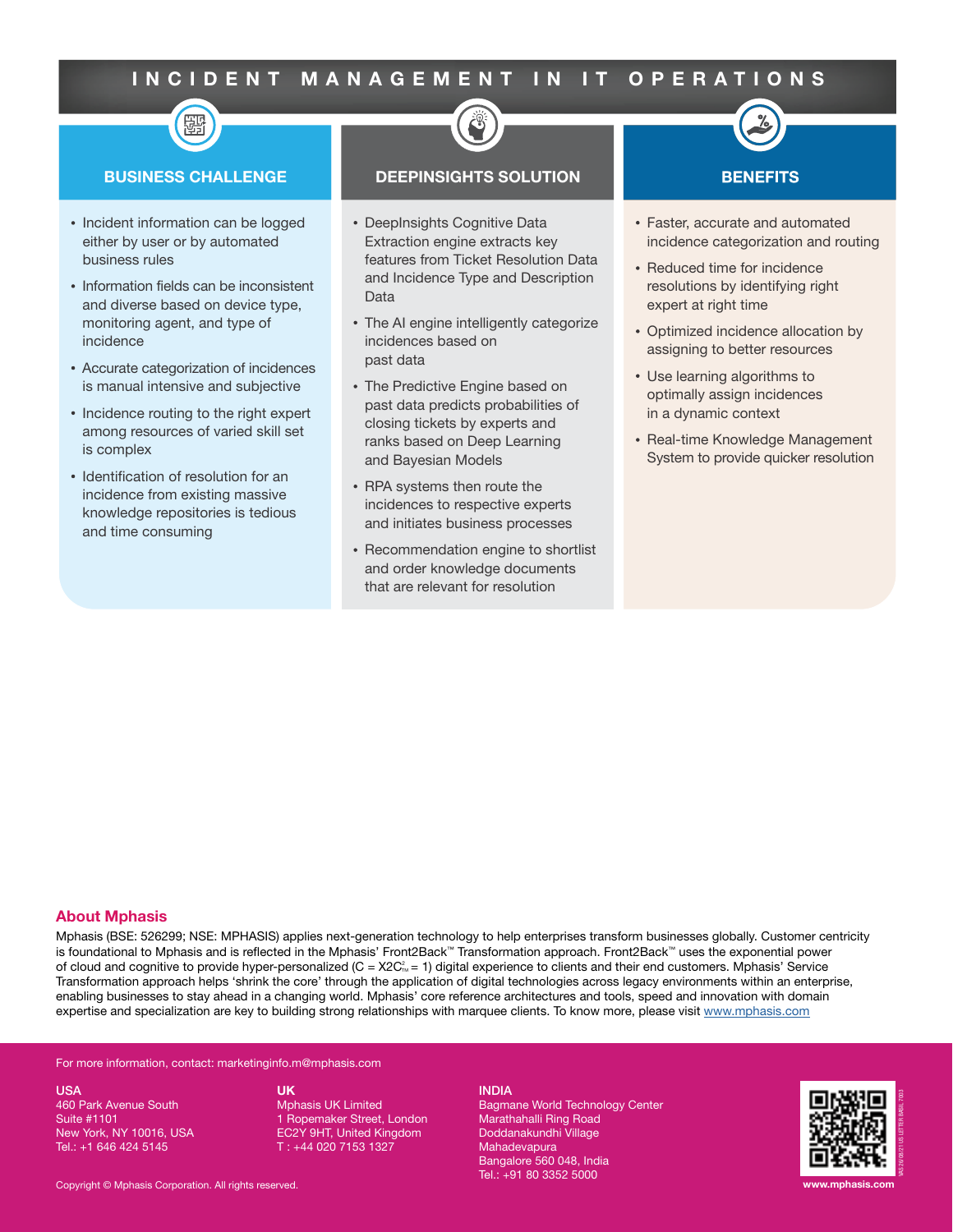# INCIDENT MANAGEMENT IN IT OPERATIONS

## BUSINESS CHALLENGE

- Incident information can be logged either by user or by automated business rules
- Information fields can be inconsistent and diverse based on device type, monitoring agent, and type of incidence
- Accurate categorization of incidences is manual intensive and subjective
- Incidence routing to the right expert among resources of varied skill set is complex
- Identification of resolution for an incidence from existing massive knowledge repositories is tedious and time consuming

## DEEPINSIGHTS SOLUTION

- DeepInsights Cognitive Data Extraction engine extracts key features from Ticket Resolution Data and Incidence Type and Description Data
- The AI engine intelligently categorize incidences based on past data
- The Predictive Engine based on past data predicts probabilities of closing tickets by experts and ranks based on Deep Learning and Bayesian Models
- RPA systems then route the incidences to respective experts and initiates business processes
- Recommendation engine to shortlist and order knowledge documents that are relevant for resolution

## BENEFITS

- Faster, accurate and automated incidence categorization and routing
- Reduced time for incidence resolutions by identifying right expert at right time
- Optimized incidence allocation by assigning to better resources
- Use learning algorithms to optimally assign incidences in a dynamic context
- Real-time Knowledge Management System to provide quicker resolution

## About Mphasis

Mphasis (BSE: 526299; NSE: MPHASIS) applies next-generation technology to help enterprises transform businesses globally. Customer centricity is foundational to Mphasis and is reflected in the Mphasis' Front2Back™ Transformation approach. Front2Back™ uses the exponential power of cloud and cognitive to provide hyper-personalized ($C = X2C^2_{TM} = 1$) digital experience to clients and their end customers. Mphasis' Service Transformation approach helps 'shrink the core' through the application of digital technologies across legacy environments within an enterprise, enabling businesses to stay ahead in a changing world. Mphasis' core reference architectures and tools, speed and innovation with domain expertise and specialization are key to building strong relationships with marquee clients. To know more, please visit www.mphasis.com

For more information, contact: marketinginfo.m@mphasis.com

**USA**
460 Park Avenue South
Suite #1101
New York, NY 10016, USA
Tel.: +1 646 424 5145

**UK**
Mphasis UK Limited
1 Ropemaker Street, London
EC2Y 9HT, United Kingdom
T : +44 020 7153 1327

**INDIA**
Bagmane World Technology Center
Marathahalli Ring Road
Doddanakundhi Village
Mahadevapura
Bangalore 560 048, India
Tel.: +91 80 3352 5000

www.mphasis.com

VAS 26/08/21 US LETTER BASIL 7033

Copyright © Mphasis Corporation. All rights reserved.